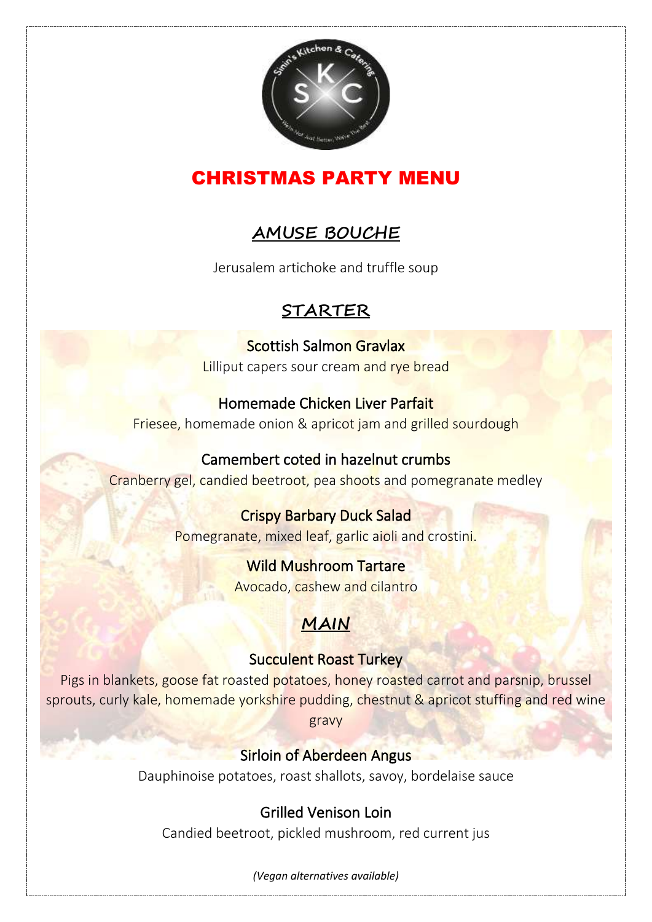# CHRISTMAS PARTY MENU

## AMUSE BOUCHE

Jerusalem artichoke and truffle soup

## STARTER

**Scottish Salmon Gravlax**
Lilliput capers sour cream and rye bread

**Homemade Chicken Liver Parfait**
Friesee, homemade onion & apricot jam and grilled sourdough

**Camembert coted in hazelnut crumbs**
Cranberry gel, candied beetroot, pea shoots and pomegranate medley

**Crispy Barbary Duck Salad**
Pomegranate, mixed leaf, garlic aioli and crostini.

**Wild Mushroom Tartare**
Avocado, cashew and cilantro

## MAIN

**Succulent Roast Turkey**
Pigs in blankets, goose fat roasted potatoes, honey roasted carrot and parsnip, brussel sprouts, curly kale, homemade yorkshire pudding, chestnut & apricot stuffing and red wine gravy

**Sirloin of Aberdeen Angus**
Dauphinoise potatoes, roast shallots, savoy, bordelaise sauce

**Grilled Venison Loin**
Candied beetroot, pickled mushroom, red current jus

*(Vegan alternatives available)*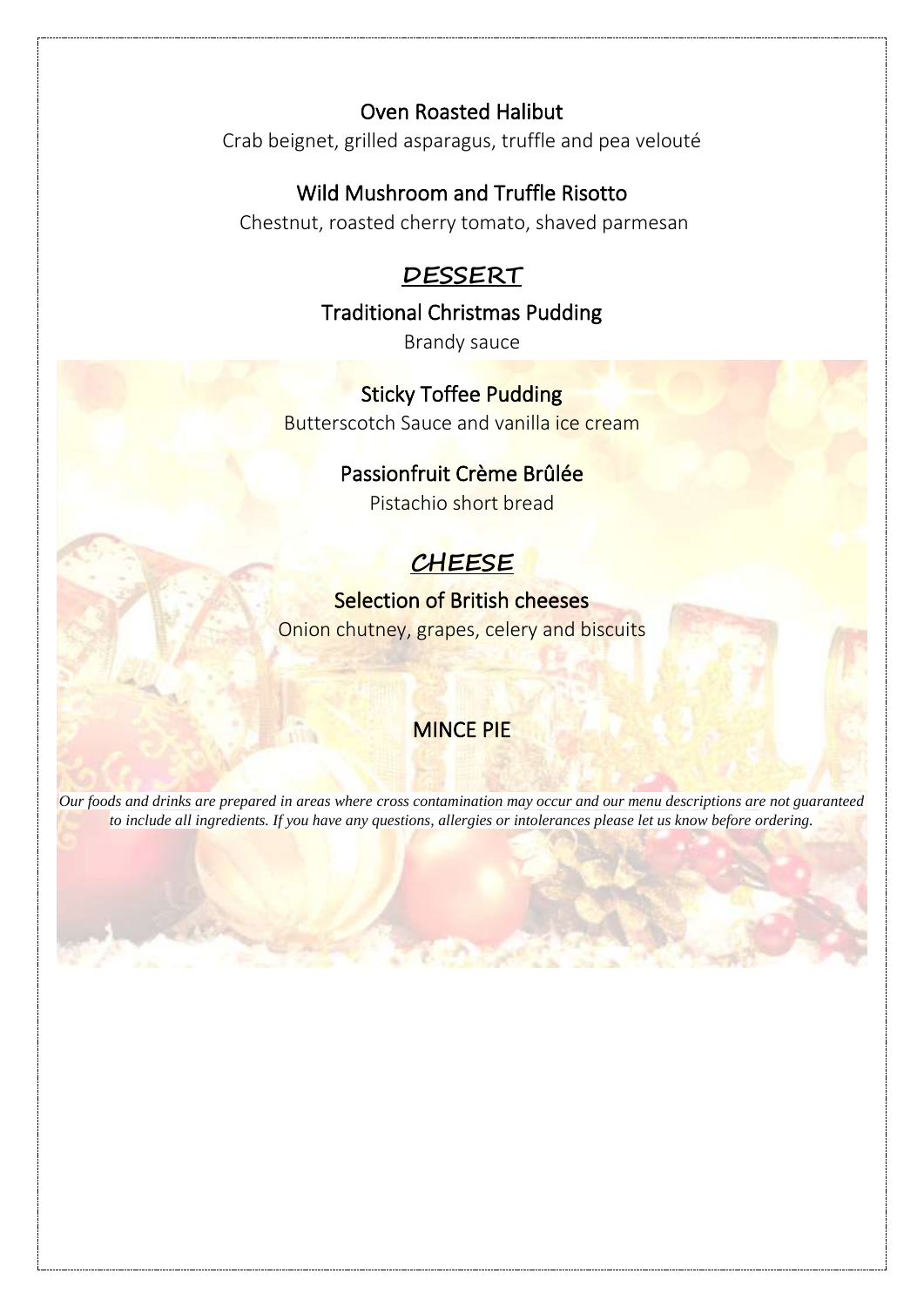### Oven Roasted Halibut

Crab beignet, grilled asparagus, truffle and pea velouté

### Wild Mushroom and Truffle Risotto

Chestnut, roasted cherry tomato, shaved parmesan

## DESSERT

### Traditional Christmas Pudding

Brandy sauce

### Sticky Toffee Pudding

Butterscotch Sauce and vanilla ice cream

### Passionfruit Crème Brûlée

Pistachio short bread

## CHEESE

### Selection of British cheeses

Onion chutney, grapes, celery and biscuits

### MINCE PIE

*Our foods and drinks are prepared in areas where cross contamination may occur and our menu descriptions are not guaranteed to include all ingredients. If you have any questions, allergies or intolerances please let us know before ordering.*